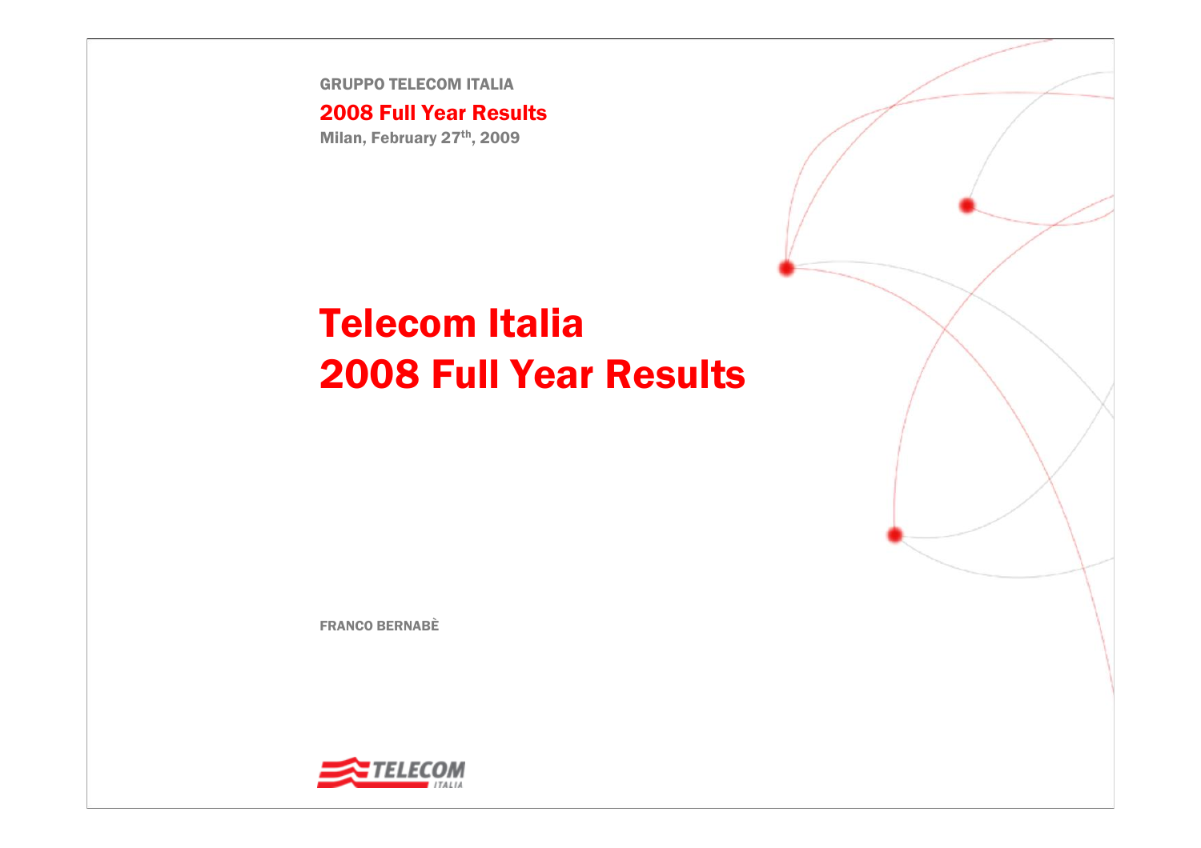GRUPPO TELECOM ITALIA

**2008 Full Year Results**

Milan, February 27th, 2009

# Telecom Italia 2008 Full Year Results

FRANCO BERNABÈ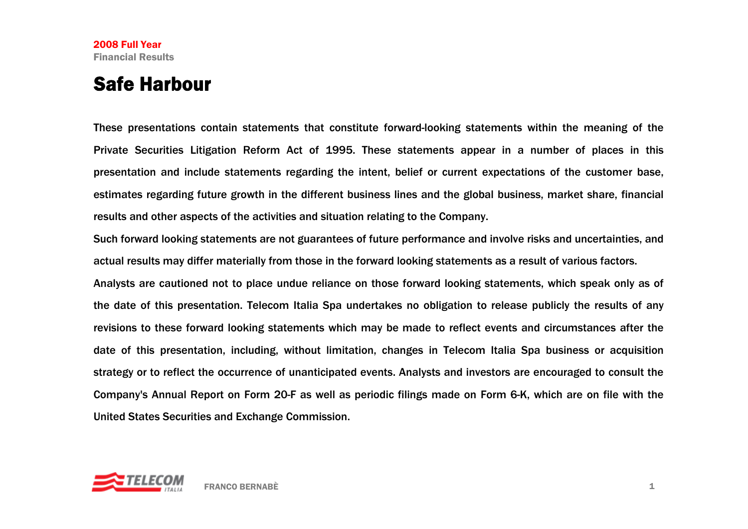# Safe Harbour

These presentations contain statements that constitute forward-looking statements within the meaning of the Private Securities Litigation Reform Act of 1995. These statements appear in a number of places in this presentation and include statements regarding the intent, belief or current expectations of the customer base, estimates regarding future growth in the different business lines and the global business, market share, financial results and other aspects of the activities and situation relating to the Company.

Such forward looking statements are not guarantees of future performance and involve risks and uncertainties, and actual results may differ materially from those in the forward looking statements as a result of various factors.

Analysts are cautioned not to place undue reliance on those forward looking statements, which speak only as of the date of this presentation. Telecom Italia Spa undertakes no obligation to release publicly the results of any revisions to these forward looking statements which may be made to reflect events and circumstances after the date of this presentation, including, without limitation, changes in Telecom Italia Spa business or acquisition strategy or to reflect the occurrence of unanticipated events. Analysts and investors are encouraged to consult the Company's Annual Report on Form 20-F as well as periodic filings made on Form 6-K, which are on file with the United States Securities and Exchange Commission.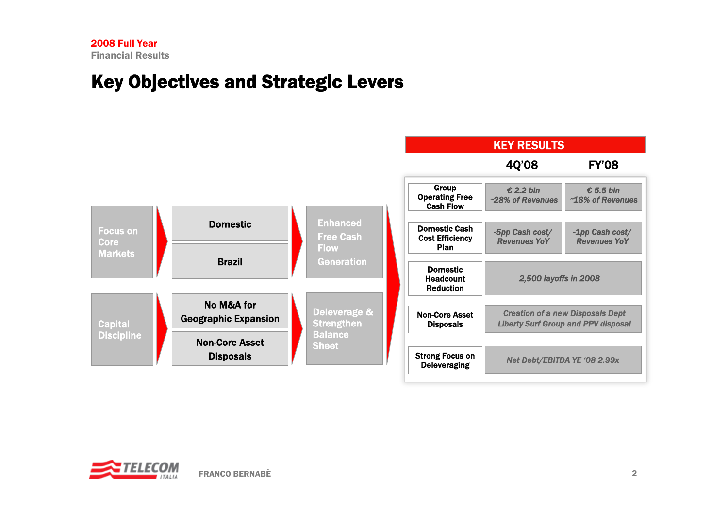2008 Full Year
Financial Results

# Key Objectives and Strategic Levers

| Objective | Lever | Goal |
|---|---|---|
| Focus on Core Markets | Domestic<br>Brazil | Enhanced Free Cash Flow Generation |
| Capital Discipline | No M&A for Geographic Expansion<br>Non-Core Asset Disposals | Deleverage & Strengthen Balance Sheet |

## KEY RESULTS

| | 4Q'08 | FY'08 |
|---|---|---|
| Group Operating Free Cash Flow | *€ 2.2 bln ~28% of Revenues* | *€ 5.5 bln ~18% of Revenues* |
| Domestic Cash Cost Efficiency Plan | *-5pp Cash cost/ Revenues YoY* | *-1pp Cash cost/ Revenues YoY* |
| Domestic Headcount Reduction | *2,500 layoffs in 2008* | |
| Non-Core Asset Disposals | *Creation of a new Disposals Dept Liberty Surf Group and PPV disposal* | |
| Strong Focus on Deleveraging | *Net Debt/EBITDA YE '08 2.99x* | |

FRANCO BERNABÈ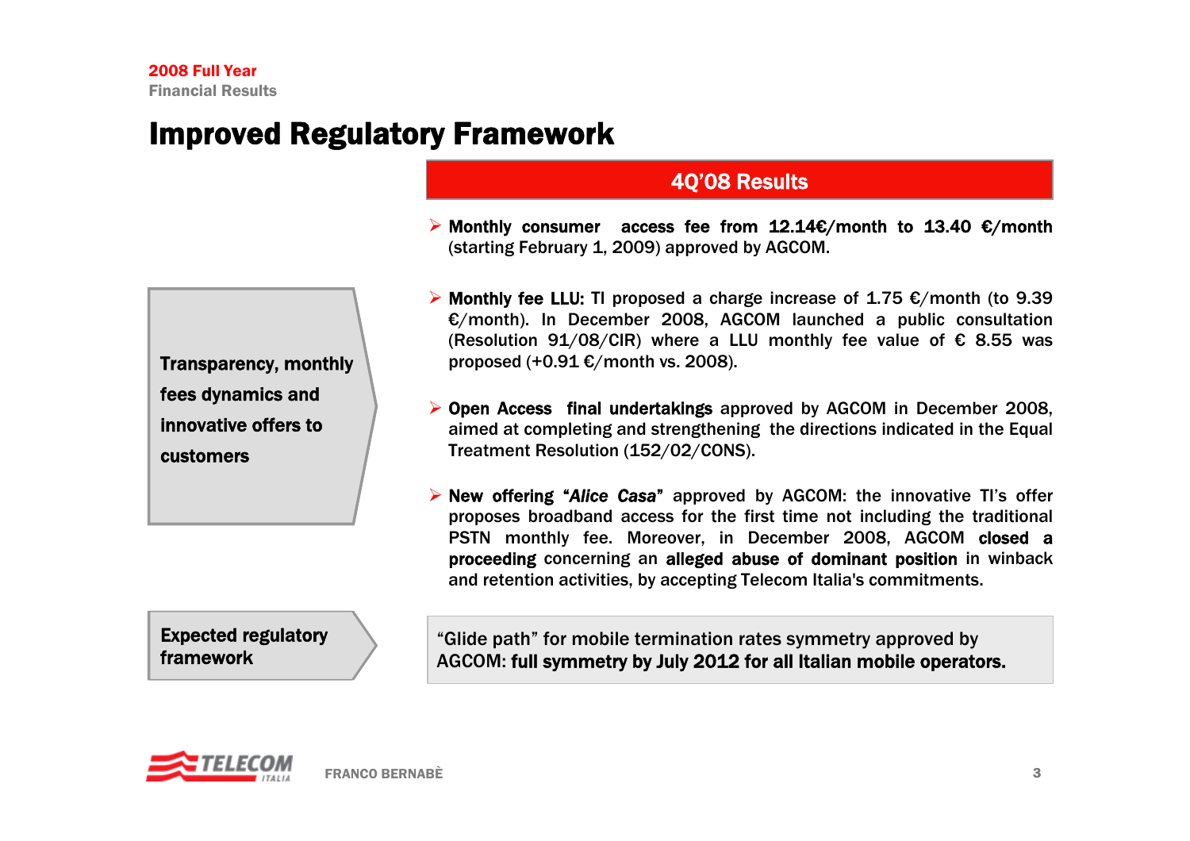2008 Full Year
Financial Results

# Improved Regulatory Framework

## 4Q'08 Results

**Transparency, monthly fees dynamics and innovative offers to customers**

- **Monthly consumer access fee from 12.14€/month to 13.40 €/month** (starting February 1, 2009) approved by AGCOM.
- **Monthly fee LLU:** TI proposed a charge increase of 1.75 €/month (to 9.39 €/month). In December 2008, AGCOM launched a public consultation (Resolution 91/08/CIR) where a LLU monthly fee value of € 8.55 was proposed (+0.91 €/month vs. 2008).
- **Open Access final undertakings** approved by AGCOM in December 2008, aimed at completing and strengthening the directions indicated in the Equal Treatment Resolution (152/02/CONS).
- **New offering "*Alice Casa*"** approved by AGCOM: the innovative TI's offer proposes broadband access for the first time not including the traditional PSTN monthly fee. Moreover, in December 2008, AGCOM **closed a proceeding** concerning an **alleged abuse of dominant position** in winback and retention activities, by accepting Telecom Italia's commitments.

**Expected regulatory framework**

"Glide path" for mobile termination rates symmetry approved by AGCOM: **full symmetry by July 2012 for all Italian mobile operators.**

FRANCO BERNABÈ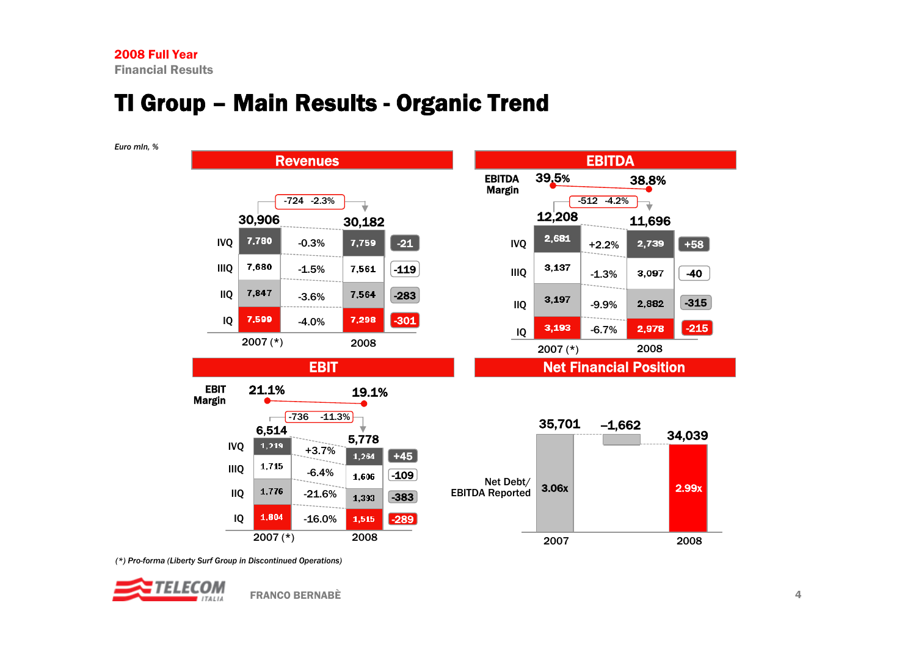2008 Full Year
Financial Results

# TI Group – Main Results - Organic Trend

*Euro mln, %*

## Revenues

| | 2007 (*) | % | 2008 | Δ |
|---|---|---|---|---|
| Total | 30,906 | -2.3% | 30,182 | -724 |
| IVQ | 7,780 | -0.3% | 7,759 | -21 |
| IIIQ | 7,680 | -1.5% | 7,561 | -119 |
| IIQ | 7,847 | -3.6% | 7,564 | -283 |
| IQ | 7,599 | -4.0% | 7,298 | -301 |

## EBITDA

| | 2007 (*) | % | 2008 | Δ |
|---|---|---|---|---|
| EBITDA Margin | 39.5% | | 38.8% | |
| Total | 12,208 | -4.2% | 11,696 | -512 |
| IVQ | 2,681 | +2.2% | 2,739 | +58 |
| IIIQ | 3,137 | -1.3% | 3,097 | -40 |
| IIQ | 3,197 | -9.9% | 2,882 | -315 |
| IQ | 3,193 | -6.7% | 2,978 | -215 |

## EBIT

| | 2007 (*) | % | 2008 | Δ |
|---|---|---|---|---|
| EBIT Margin | 21.1% | | 19.1% | |
| Total | 6,514 | -11.3% | 5,778 | -736 |
| IVQ | 1,219 | +3.7% | 1,264 | +45 |
| IIIQ | 1,715 | -6.4% | 1,606 | -109 |
| IIQ | 1,776 | -21.6% | 1,393 | -383 |
| IQ | 1,804 | -16.0% | 1,515 | -289 |

## Net Financial Position

| | 2007 | Δ | 2008 |
|---|---|---|---|
| Net Financial Position | 35,701 | –1,662 | 34,039 |
| Net Debt/ EBITDA Reported | 3.06x | | 2.99x |

*(*) Pro-forma (Liberty Surf Group in Discontinued Operations)*

FRANCO BERNABÈ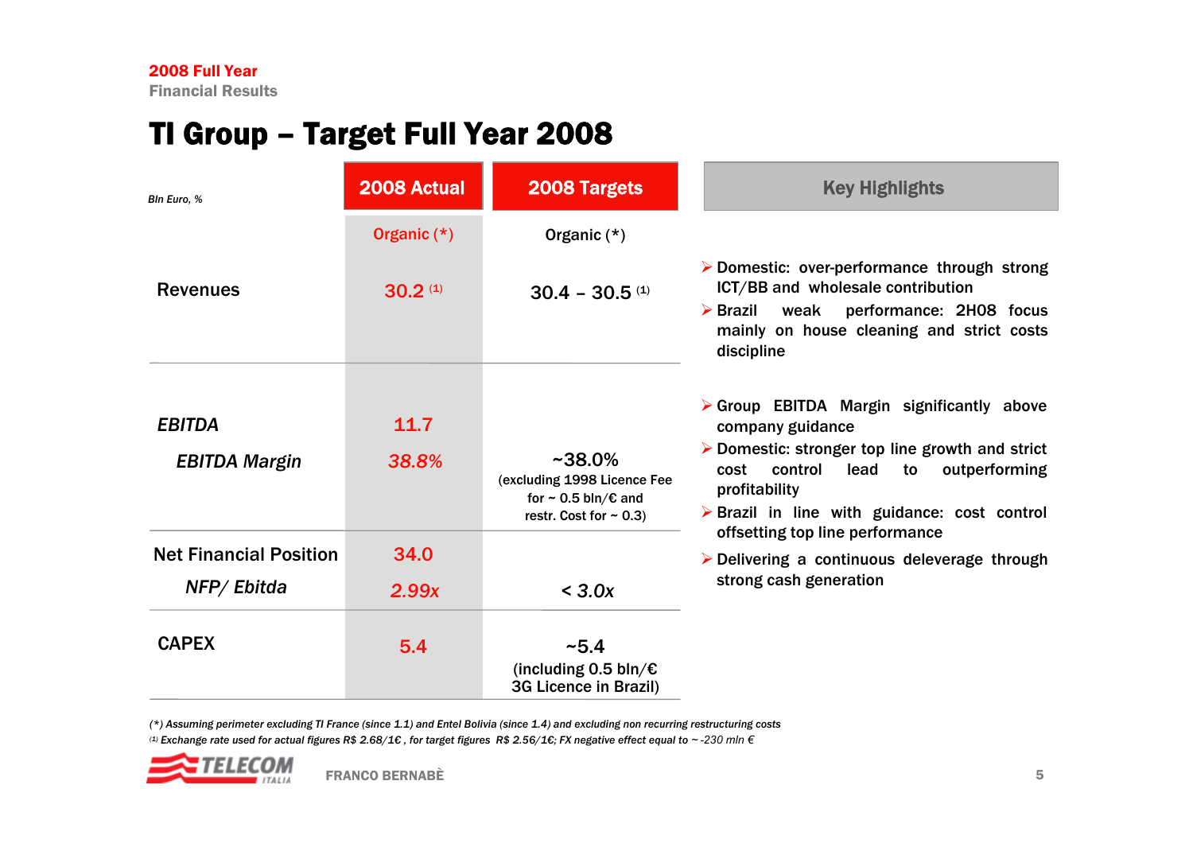# TI Group – Target Full Year 2008

| Bln Euro, % | 2008 Actual | 2008 Targets |
|---|---|---|
| | Organic (*) | Organic (*) |
| Revenues | 30.2 [(1)] | 30.4 – 30.5 [(1)] |
| *EBITDA* | 11.7 | |
| *EBITDA Margin* | *38.8%* | ~38.0% (excluding 1998 Licence Fee for ~ 0.5 bln/€ and restr. Cost for ~ 0.3) |
| Net Financial Position | 34.0 | |
| *NFP/ Ebitda* | *2.99x* | < *3.0x* |
| CAPEX | 5.4 | ~5.4 (including 0.5 bln/€ 3G Licence in Brazil) |

**Key Highlights**

- Domestic: over-performance through strong ICT/BB and wholesale contribution
- Brazil weak performance: 2H08 focus mainly on house cleaning and strict costs discipline
- Group EBITDA Margin significantly above company guidance
- Domestic: stronger top line growth and strict cost control lead to outperforming profitability
- Brazil in line with guidance: cost control offsetting top line performance
- Delivering a continuous deleverage through strong cash generation

*(*) Assuming perimeter excluding TI France (since 1.1) and Entel Bolivia (since 1.4) and excluding non recurring restructuring costs*

*(1) Exchange rate used for actual figures R$ 2.68/1€ , for target figures R$ 2.56/1€; FX negative effect equal to ~ -230 mln €*

FRANCO BERNABÈ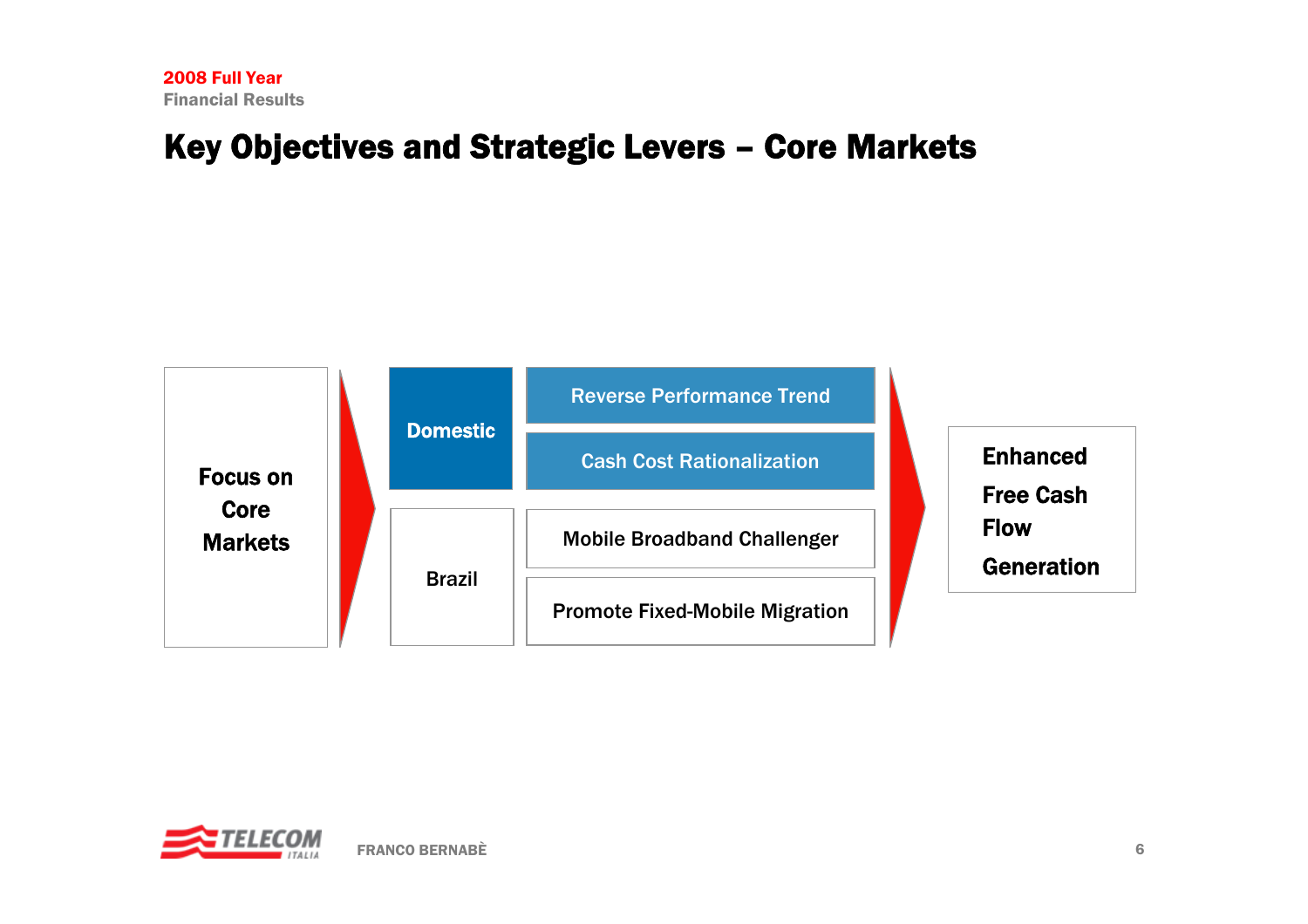# Key Objectives and Strategic Levers – Core Markets

**Focus on Core Markets**

- **Domestic**
  - Reverse Performance Trend
  - Cash Cost Rationalization
- **Brazil**
  - Mobile Broadband Challenger
  - Promote Fixed-Mobile Migration

**Enhanced Free Cash Flow Generation**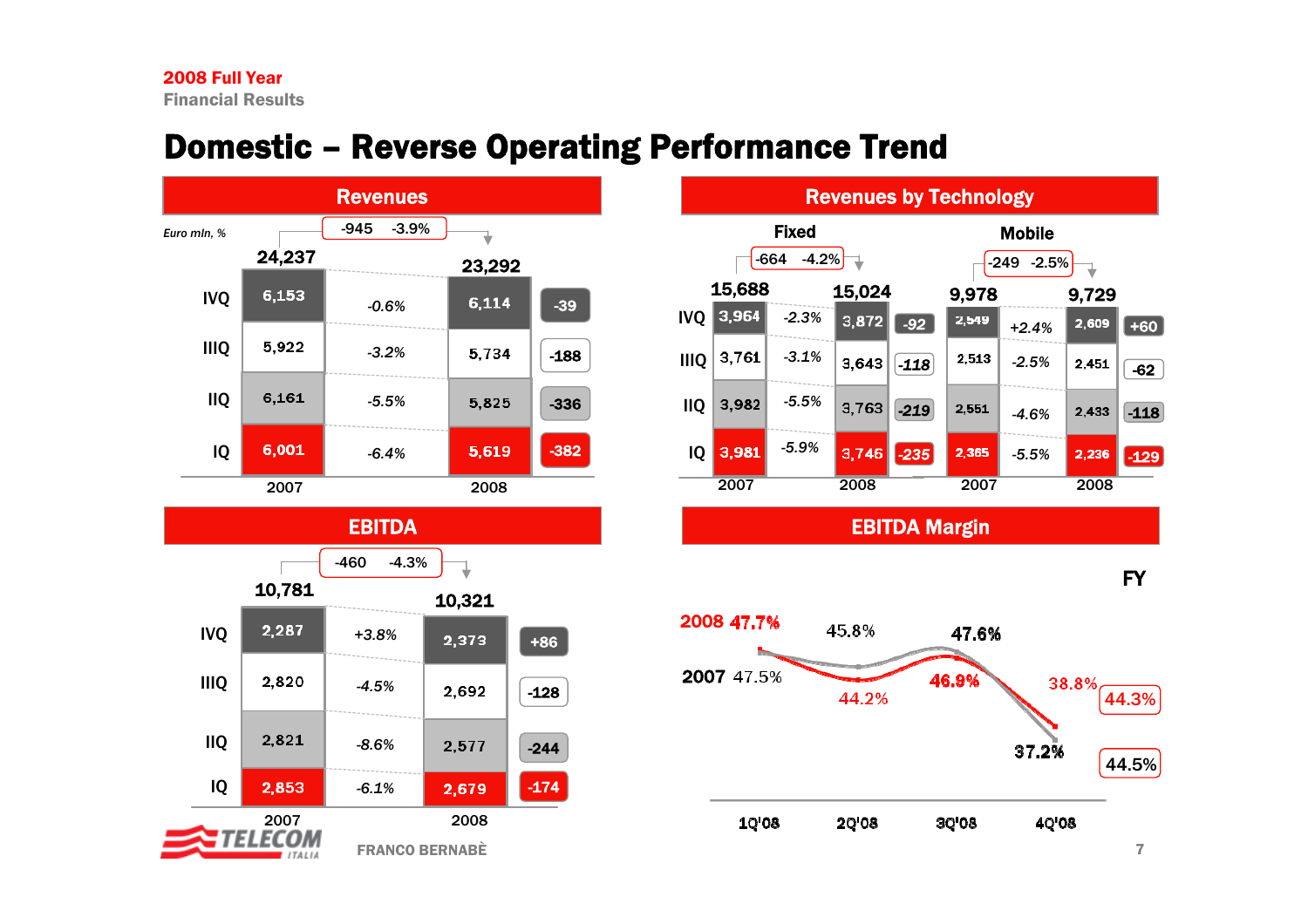# Domestic – Reverse Operating Performance Trend

## Revenues

*Euro mln, %*

| | 2007 | Δ% | 2008 | Δ |
|---|---|---|---|---|
| IVQ | 6,153 | -0.6% | 6,114 | -39 |
| IIIQ | 5,922 | -3.2% | 5,734 | -188 |
| IIQ | 6,161 | -5.5% | 5,825 | -336 |
| IQ | 6,001 | -6.4% | 5,619 | -382 |
| **Total** | **24,237** | **-3.9%** | **23,292** | **-945** |

## Revenues by Technology

### Fixed

| | 2007 | Δ% | 2008 | Δ |
|---|---|---|---|---|
| IVQ | 3,964 | -2.3% | 3,872 | -92 |
| IIIQ | 3,761 | -3.1% | 3,643 | -118 |
| IIQ | 3,982 | -5.5% | 3,763 | -219 |
| IQ | 3,981 | -5.9% | 3,746 | -235 |
| **Total** | **15,688** | **-4.2%** | **15,024** | **-664** |

### Mobile

| | 2007 | Δ% | 2008 | Δ |
|---|---|---|---|---|
| IVQ | 2,549 | +2.4% | 2,609 | +60 |
| IIIQ | 2,513 | -2.5% | 2,451 | -62 |
| IIQ | 2,551 | -4.6% | 2,433 | -118 |
| IQ | 2,365 | -5.5% | 2,236 | -129 |
| **Total** | **9,978** | **-2.5%** | **9,729** | **-249** |

## EBITDA

| | 2007 | Δ% | 2008 | Δ |
|---|---|---|---|---|
| IVQ | 2,287 | +3.8% | 2,373 | +86 |
| IIIQ | 2,820 | -4.5% | 2,692 | -128 |
| IIQ | 2,821 | -8.6% | 2,577 | -244 |
| IQ | 2,853 | -6.1% | 2,679 | -174 |
| **Total** | **10,781** | **-4.3%** | **10,321** | **-460** |

## EBITDA Margin

| | 1Q'08 | 2Q'08 | 3Q'08 | 4Q'08 | FY |
|---|---|---|---|---|---|
| 2008 | 47.7% | 44.2% | 46.9% | 38.8% | 44.3% |
| 2007 | 47.5% | 45.8% | 47.6% | 37.2% | 44.5% |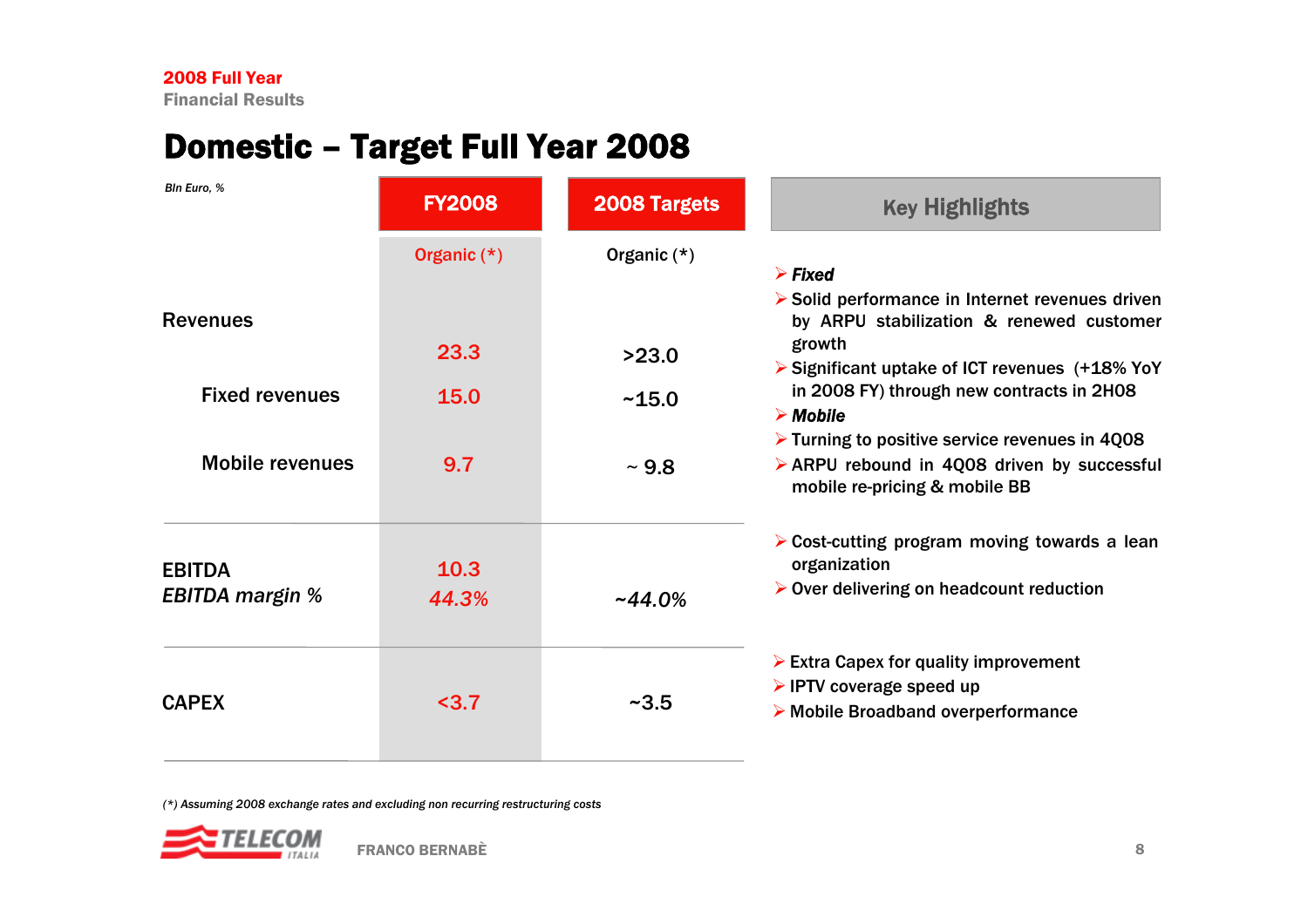2008 Full Year
Financial Results

# Domestic – Target Full Year 2008

*Bln Euro, %*

| | FY2008 | 2008 Targets |
|---|---|---|
| | Organic (*) | Organic (*) |
| Revenues | 23.3 | >23.0 |
| Fixed revenues | 15.0 | ~15.0 |
| Mobile revenues | 9.7 | ~ 9.8 |
| EBITDA | 10.3 | |
| *EBITDA margin %* | *44.3%* | *~44.0%* |
| CAPEX | <3.7 | ~3.5 |

*(\*) Assuming 2008 exchange rates and excluding non recurring restructuring costs*

## Key Highlights

- ***Fixed***
- Solid performance in Internet revenues driven by ARPU stabilization & renewed customer growth
- Significant uptake of ICT revenues (+18% YoY in 2008 FY) through new contracts in 2H08
- ***Mobile***
- Turning to positive service revenues in 4Q08
- ARPU rebound in 4Q08 driven by successful mobile re-pricing & mobile BB

- Cost-cutting program moving towards a lean organization
- Over delivering on headcount reduction

- Extra Capex for quality improvement
- IPTV coverage speed up
- Mobile Broadband overperformance

FRANCO BERNABÈ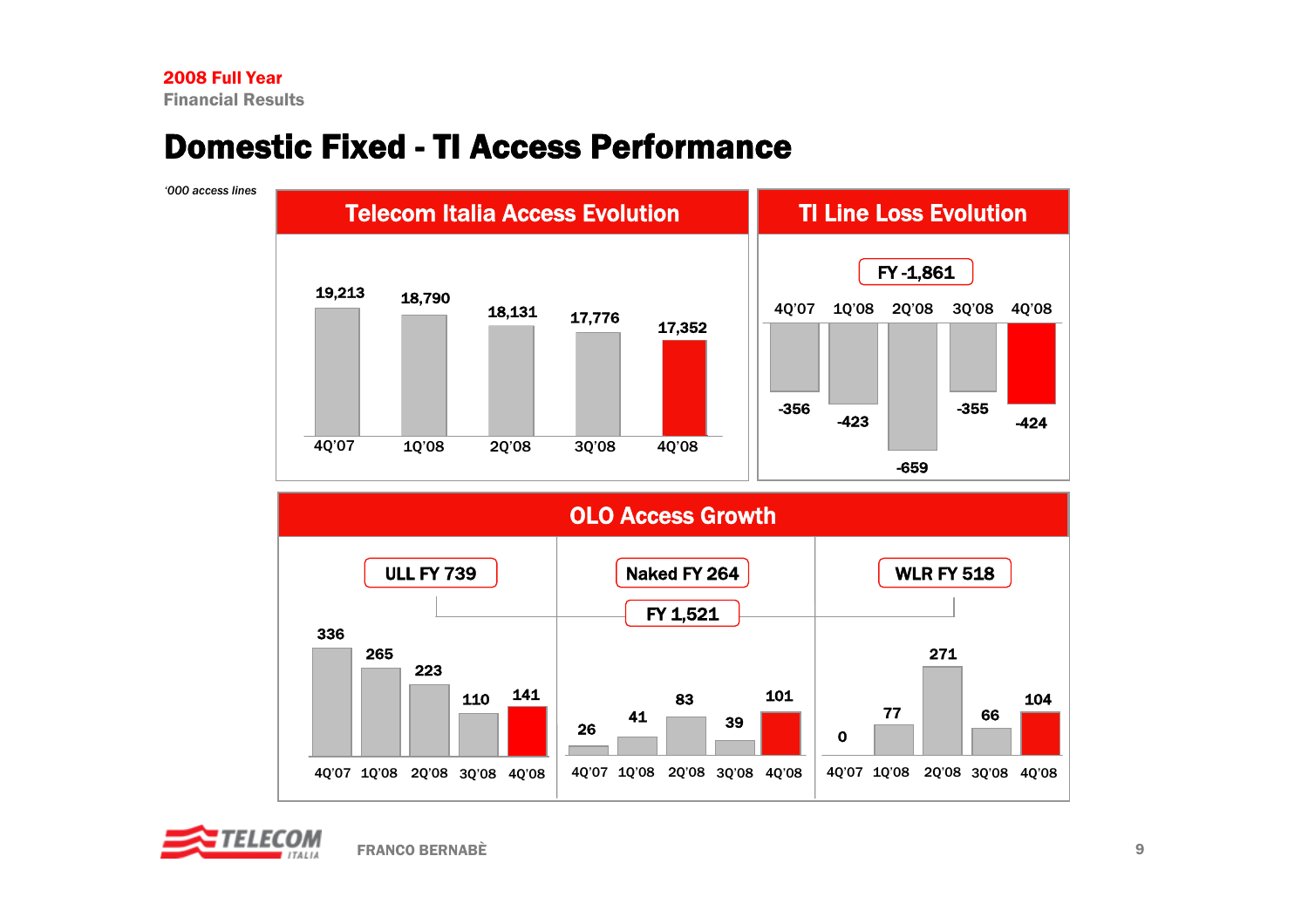# Domestic Fixed - TI Access Performance

*'000 access lines*

## Telecom Italia Access Evolution

| 4Q'07 | 1Q'08 | 2Q'08 | 3Q'08 | 4Q'08 |
|---|---|---|---|---|
| 19,213 | 18,790 | 18,131 | 17,776 | 17,352 |

## TI Line Loss Evolution

**FY -1,861**

| 4Q'07 | 1Q'08 | 2Q'08 | 3Q'08 | 4Q'08 |
|---|---|---|---|---|
| -356 | -423 | -659 | -355 | -424 |

## OLO Access Growth

**FY 1,521**

**ULL FY 739**

| 4Q'07 | 1Q'08 | 2Q'08 | 3Q'08 | 4Q'08 |
|---|---|---|---|---|
| 336 | 265 | 223 | 110 | 141 |

**Naked FY 264**

| 4Q'07 | 1Q'08 | 2Q'08 | 3Q'08 | 4Q'08 |
|---|---|---|---|---|
| 26 | 41 | 83 | 39 | 101 |

**WLR FY 518**

| 4Q'07 | 1Q'08 | 2Q'08 | 3Q'08 | 4Q'08 |
|---|---|---|---|---|
| 0 | 77 | 271 | 66 | 104 |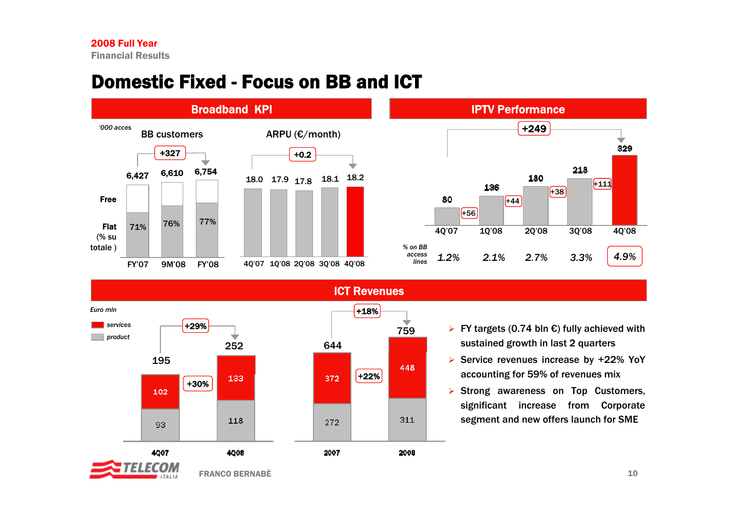# Domestic Fixed - Focus on BB and ICT

## Broadband KPI

'000 acces

**BB customers** (+327)

| | FY'07 | 9M'08 | FY'08 |
|---|---|---|---|
| Total | 6,427 | 6,610 | 6,754 |
| Flat (% su totale) | 71% | 76% | 77% |

**ARPU (€/month)** (+0.2)

| 4Q'07 | 1Q'08 | 2Q'08 | 3Q'08 | 4Q'08 |
|---|---|---|---|---|
| 18.0 | 17.9 | 17.8 | 18.1 | 18.2 |

## IPTV Performance

+249

| | 4Q'07 | 1Q'08 | 2Q'08 | 3Q'08 | 4Q'08 |
|---|---|---|---|---|---|
| IPTV customers | 80 | 136 | 180 | 218 | 329 |
| Change | | +56 | +44 | +38 | +111 |
| % on BB access lines | 1.2% | 2.1% | 2.7% | 3.3% | 4.9% |

## ICT Revenues

*Euro mln*

| | 4Q07 | 4Q08 | Change | 2007 | 2008 | Change |
|---|---|---|---|---|---|---|
| services | 102 | 133 | +30% | 372 | 448 | +22% |
| product | 93 | 118 | | 272 | 311 | |
| Total | 195 | 252 | +29% | 644 | 759 | +18% |

- FY targets (0.74 bln €) fully achieved with sustained growth in last 2 quarters
- Service revenues increase by +22% YoY accounting for 59% of revenues mix
- Strong awareness on Top Customers, significant increase from Corporate segment and new offers launch for SME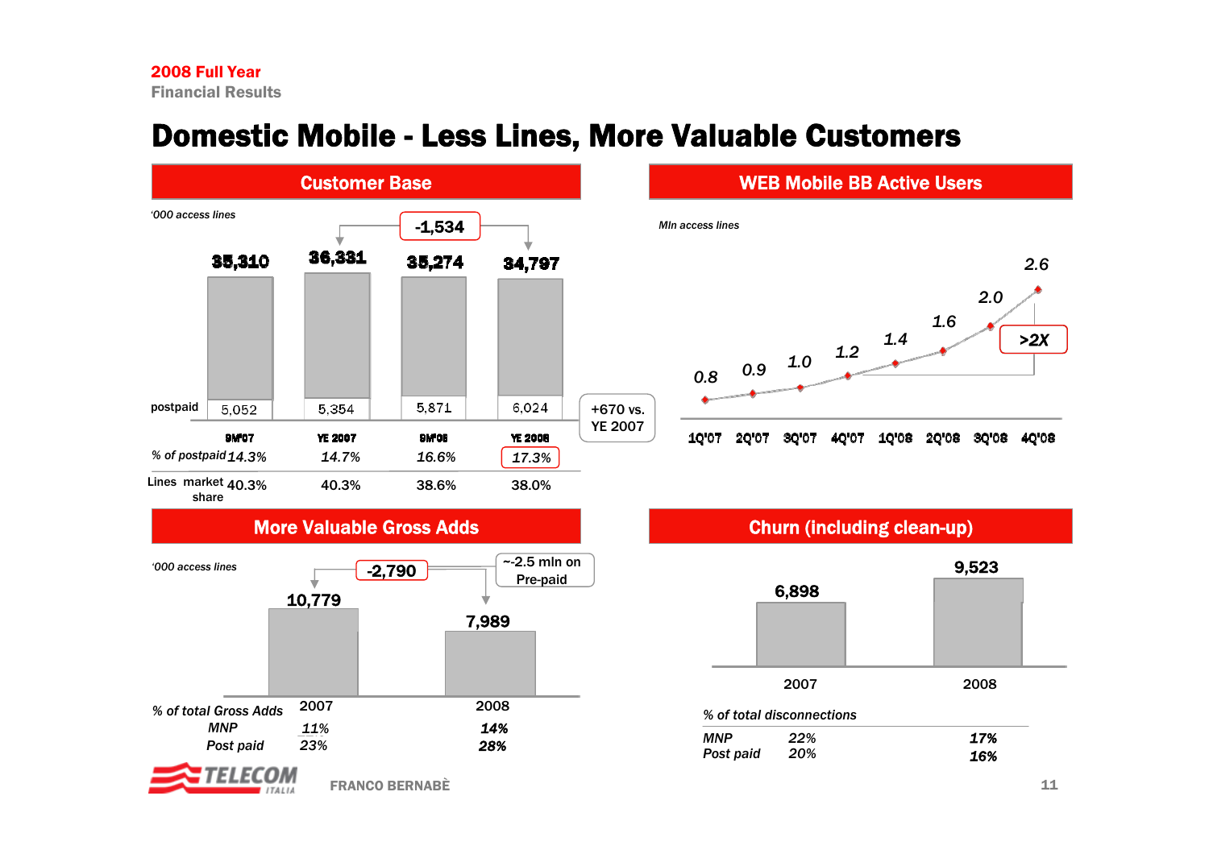# Domestic Mobile - Less Lines, More Valuable Customers

## Customer Base

'000 access lines

-1,534

| | 9M'07 | YE 2007 | 9M'08 | YE 2008 |
|---|---|---|---|---|
| Total | 35,310 | 36,331 | 35,274 | 34,797 |
| postpaid | 5,052 | 5,354 | 5,871 | 6,024 |
| % of postpaid | 14.3% | 14.7% | 16.6% | 17.3% |
| Lines market share | 40.3% | 40.3% | 38.6% | 38.0% |

+670 vs. YE 2007

## WEB Mobile BB Active Users

Mln access lines

| 1Q'07 | 2Q'07 | 3Q'07 | 4Q'07 | 1Q'08 | 2Q'08 | 3Q'08 | 4Q'08 |
|---|---|---|---|---|---|---|---|
| 0.8 | 0.9 | 1.0 | 1.2 | 1.4 | 1.6 | 2.0 | 2.6 |

>2X

## More Valuable Gross Adds

'000 access lines

-2,790

~-2.5 mln on Pre-paid

| | 2007 | 2008 |
|---|---|---|
| Gross Adds | 10,779 | 7,989 |
| *% of total Gross Adds* | | |
| *MNP* | *11%* | *14%* |
| *Post paid* | *23%* | *28%* |

## Churn (including clean-up)

| | 2007 | 2008 |
|---|---|---|
| Churn | 6,898 | 9,523 |
| *% of total disconnections* | | |
| *MNP* | *22%* | *17%* |
| *Post paid* | *20%* | *16%* |

FRANCO BERNABÈ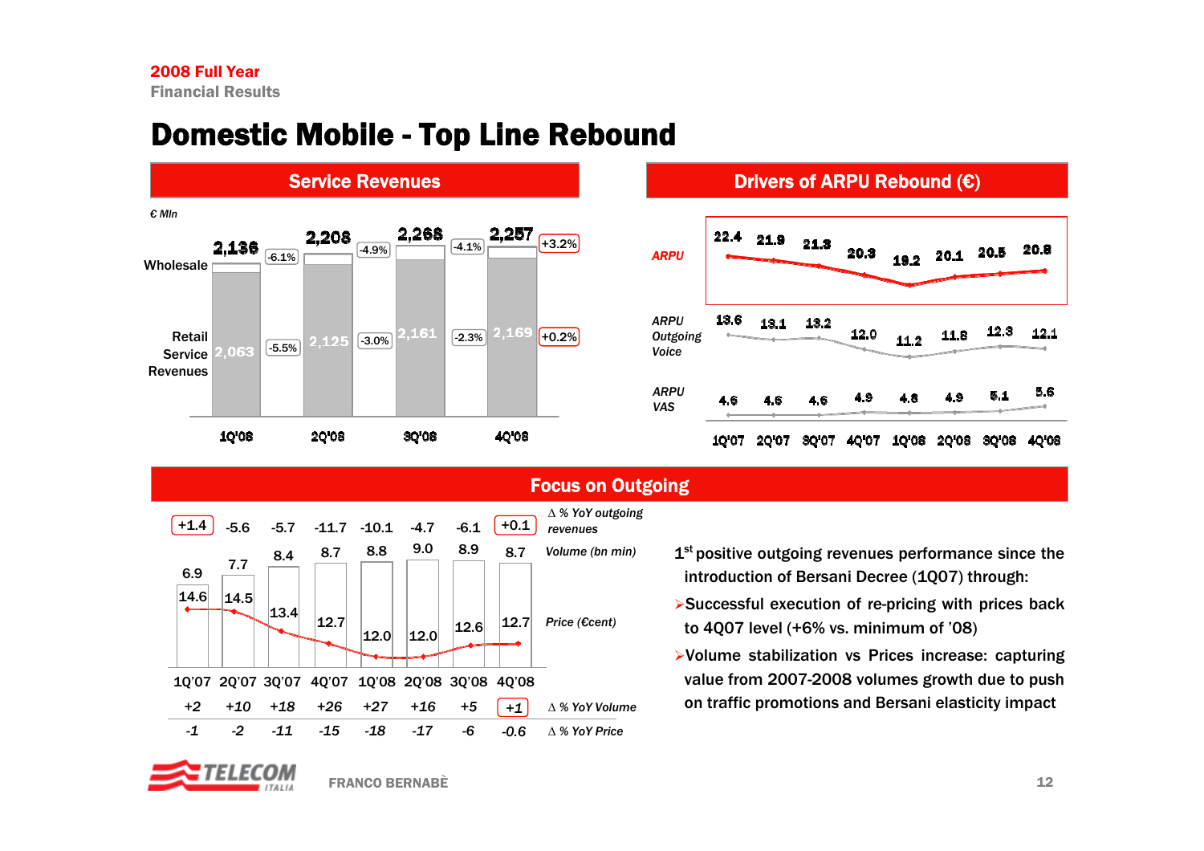# Domestic Mobile - Top Line Rebound

## Service Revenues

€ Mln

| | 1Q'08 | | 2Q'08 | | 3Q'08 | | 4Q'08 | |
|---|---|---|---|---|---|---|---|---|
| Total (Wholesale + Retail) | 2,136 | -6.1% | 2,208 | -4.9% | 2,268 | -4.1% | 2,257 | +3.2% |
| Retail Service Revenues | 2,063 | -5.5% | 2,125 | -3.0% | 2,161 | -2.3% | 2,169 | +0.2% |

## Drivers of ARPU Rebound (€)

| | 1Q'07 | 2Q'07 | 3Q'07 | 4Q'07 | 1Q'08 | 2Q'08 | 3Q'08 | 4Q'08 |
|---|---|---|---|---|---|---|---|---|
| ARPU | 22.4 | 21.9 | 21.3 | 20.3 | 19.2 | 20.1 | 20.5 | 20.8 |
| ARPU Outgoing Voice | 13.6 | 13.1 | 13.2 | 12.0 | 11.2 | 11.8 | 12.3 | 12.1 |
| ARPU VAS | 4.6 | 4.6 | 4.6 | 4.9 | 4.8 | 4.9 | 5.1 | 5.6 |

## Focus on Outgoing

| | 1Q'07 | 2Q'07 | 3Q'07 | 4Q'07 | 1Q'08 | 2Q'08 | 3Q'08 | 4Q'08 |
|---|---|---|---|---|---|---|---|---|
| Δ % YoY outgoing revenues | +1.4 | -5.6 | -5.7 | -11.7 | -10.1 | -4.7 | -6.1 | +0.1 |
| Volume (bn min) | 6.9 | 7.7 | 8.4 | 8.7 | 8.8 | 9.0 | 8.9 | 8.7 |
| Price (€cent) | 14.6 | 14.5 | 13.4 | 12.7 | 12.0 | 12.0 | 12.6 | 12.7 |
| Δ % YoY Volume | +2 | +10 | +18 | +26 | +27 | +16 | +5 | +1 |
| Δ % YoY Price | -1 | -2 | -11 | -15 | -18 | -17 | -6 | -0.6 |

1[st] positive outgoing revenues performance since the introduction of Bersani Decree (1Q07) through:

- Successful execution of re-pricing with prices back to 4Q07 level (+6% vs. minimum of '08)
- Volume stabilization vs Prices increase: capturing value from 2007-2008 volumes growth due to push on traffic promotions and Bersani elasticity impact

FRANCO BERNABÈ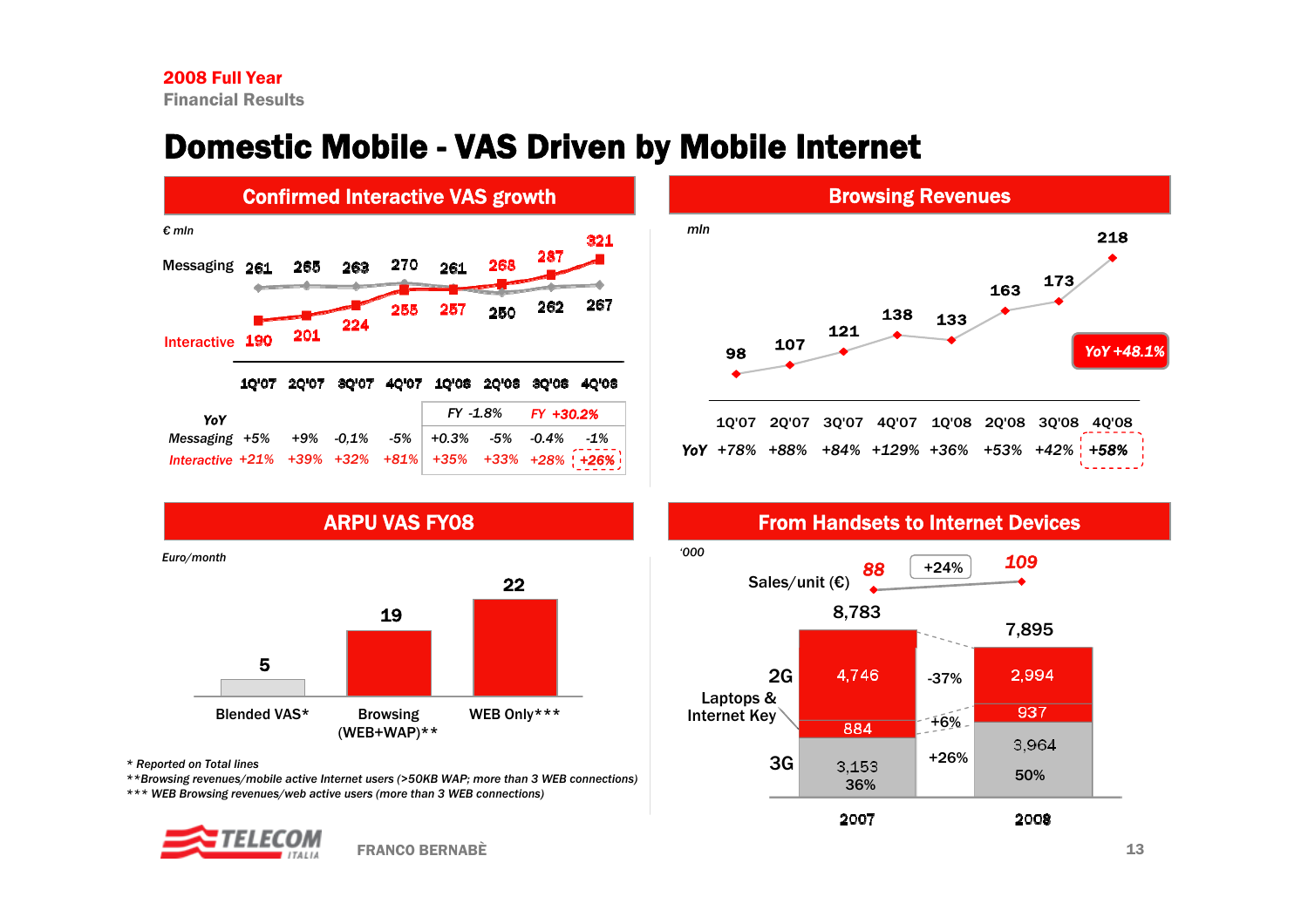2008 Full Year
Financial Results

# Domestic Mobile - VAS Driven by Mobile Internet

## Confirmed Interactive VAS growth

€ mln

| | 1Q'07 | 2Q'07 | 3Q'07 | 4Q'07 | 1Q'08 | 2Q'08 | 3Q'08 | 4Q'08 |
|---|---|---|---|---|---|---|---|---|
| Messaging | 261 | 265 | 263 | 270 | 261 | 250 | 262 | 267 |
| Interactive | 190 | 201 | 224 | 255 | 257 | 268 | 287 | 321 |

| YoY | 1Q'07 | 2Q'07 | 3Q'07 | 4Q'07 | 1Q'08 | 2Q'08 | 3Q'08 | 4Q'08 |
|---|---|---|---|---|---|---|---|---|
| Messaging | +5% | +9% | -0,1% | -5% | +0.3% | -5% | -0.4% | -1% |
| Interactive | +21% | +39% | +32% | +81% | +35% | +33% | +28% | +26% |

FY 2008: Messaging FY -1.8%; Interactive FY +30.2%

## Browsing Revenues

mln

| | 1Q'07 | 2Q'07 | 3Q'07 | 4Q'07 | 1Q'08 | 2Q'08 | 3Q'08 | 4Q'08 |
|---|---|---|---|---|---|---|---|---|
| Revenues | 98 | 107 | 121 | 138 | 133 | 163 | 173 | 218 |
| YoY | +78% | +88% | +84% | +129% | +36% | +53% | +42% | +58% |

YoY +48.1%

## ARPU VAS FY08

Euro/month

| Blended VAS* | Browsing (WEB+WAP)** | WEB Only*** |
|---|---|---|
| 5 | 19 | 22 |

\* Reported on Total lines
\*\*Browsing revenues/mobile active Internet users (>50KB WAP; more than 3 WEB connections)
\*\*\* WEB Browsing revenues/web active users (more than 3 WEB connections)

## From Handsets to Internet Devices

'000

| | 2007 | Change | 2008 |
|---|---|---|---|
| Sales/unit (€) | 88 | +24% | 109 |
| Total | 8,783 | | 7,895 |
| 2G | 4,746 | -37% | 2,994 |
| Laptops & Internet Key | 884 | +6% | 937 |
| 3G | 3,153 (36%) | +26% | 3,964 (50%) |

FRANCO BERNABÈ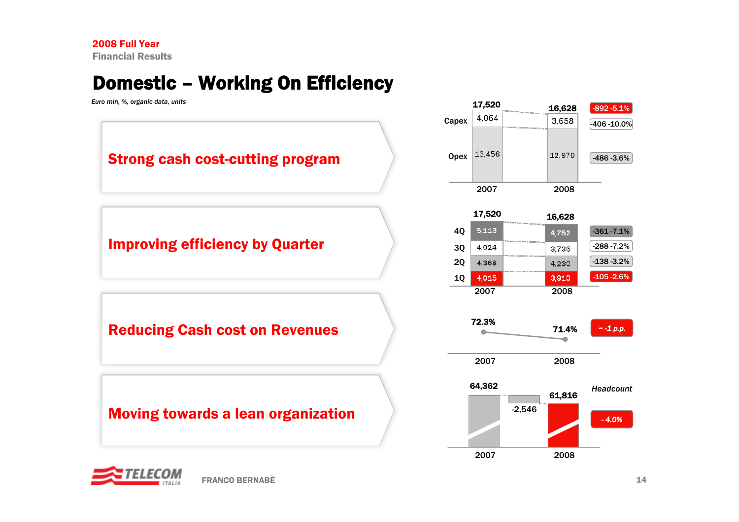# Domestic – Working On Efficiency

*Euro mln, %, organic data, units*

## Strong cash cost-cutting program

| | 2007 | 2008 | Change |
|---|---|---|---|
| Total | 17,520 | 16,628 | -892 -5.1% |
| Capex | 4,064 | 3,658 | -406 -10.0% |
| Opex | 13,456 | 12,970 | -486 -3.6% |

## Improving efficiency by Quarter

| | 2007 | 2008 | Change |
|---|---|---|---|
| Total | 17,520 | 16,628 | |
| 4Q | 5,113 | 4,752 | -361 -7.1% |
| 3Q | 4,024 | 3,736 | -288 -7.2% |
| 2Q | 4,368 | 4,230 | -138 -3.2% |
| 1Q | 4,015 | 3,910 | -105 -2.6% |

## Reducing Cash cost on Revenues

| 2007 | 2008 | Change |
|---|---|---|
| 72.3% | 71.4% | ~ -1 p.p. |

## Moving towards a lean organization

*Headcount*

| 2007 | Change | 2008 | % |
|---|---|---|---|
| 64,362 | -2,546 | 61,816 | - 4.0% |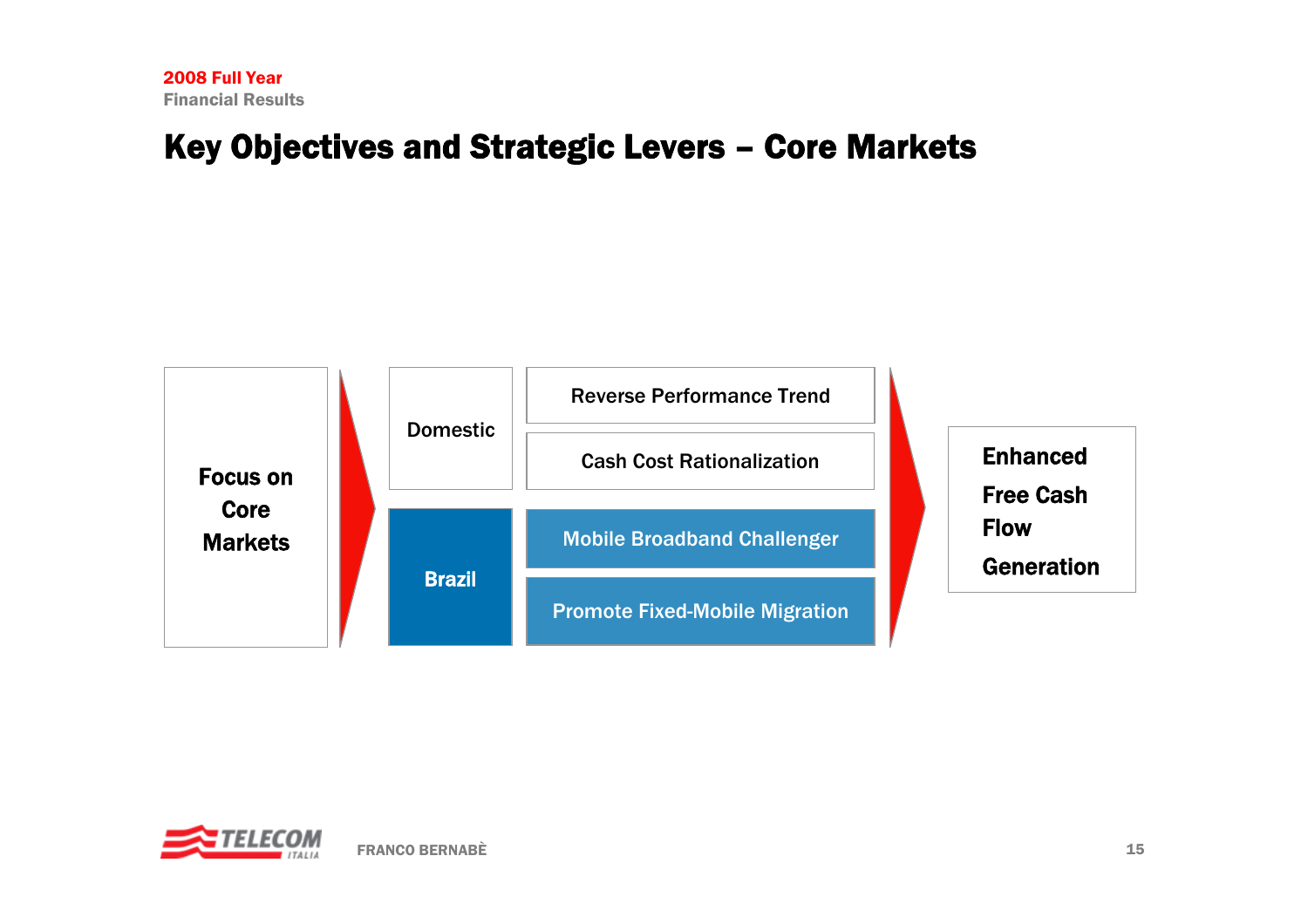# Key Objectives and Strategic Levers – Core Markets

**Focus on Core Markets**

- **Domestic**
  - Reverse Performance Trend
  - Cash Cost Rationalization
- **Brazil**
  - Mobile Broadband Challenger
  - Promote Fixed-Mobile Migration

**Enhanced Free Cash Flow Generation**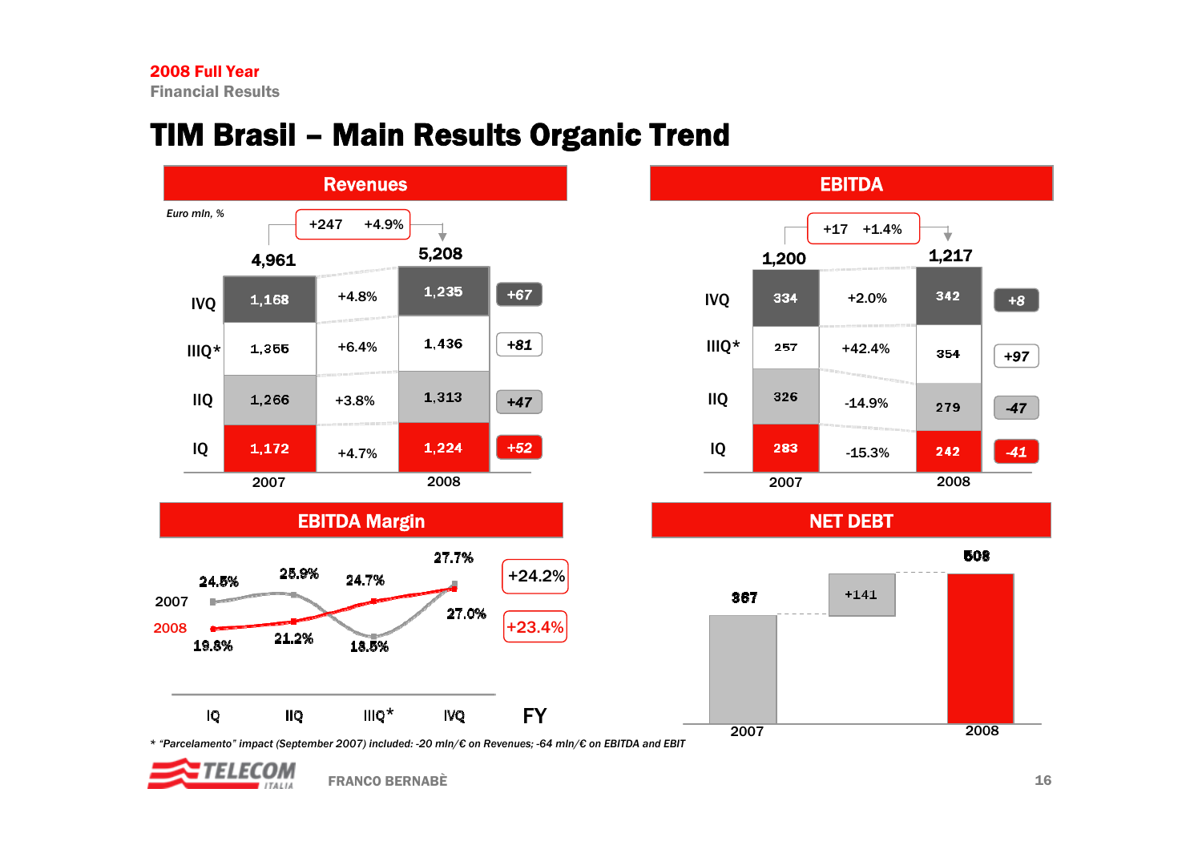2008 Full Year
Financial Results

# TIM Brasil – Main Results Organic Trend

## Revenues

*Euro mln, %*

| | 2007 | Change % | 2008 | Change |
|---|---|---|---|---|
| IVQ | 1,168 | +4.8% | 1,235 | +67 |
| IIIQ* | 1,355 | +6.4% | 1,436 | +81 |
| IIQ | 1,266 | +3.8% | 1,313 | +47 |
| IQ | 1,172 | +4.7% | 1,224 | +52 |
| Total | 4,961 | +247 / +4.9% | 5,208 | |

## EBITDA

| | 2007 | Change % | 2008 | Change |
|---|---|---|---|---|
| IVQ | 334 | +2.0% | 342 | +8 |
| IIIQ* | 257 | +42.4% | 354 | +97 |
| IIQ | 326 | -14.9% | 279 | -47 |
| IQ | 283 | -15.3% | 242 | -41 |
| Total | 1,200 | +17 / +1.4% | 1,217 | |

## EBITDA Margin

| | IQ | IIQ | IIIQ* | IVQ | FY |
|---|---|---|---|---|---|
| 2007 | 24.5% | 25.9% | 18.5% | 27.0% | +24.2% |
| 2008 | 19.8% | 21.2% | 24.7% | 27.7% | +23.4% |

## NET DEBT

| 2007 | Change | 2008 |
|---|---|---|
| 367 | +141 | 508 |

\* "Parcelamento" impact (September 2007) included: -20 mln/€ on Revenues; -64 mln/€ on EBITDA and EBIT

FRANCO BERNABÈ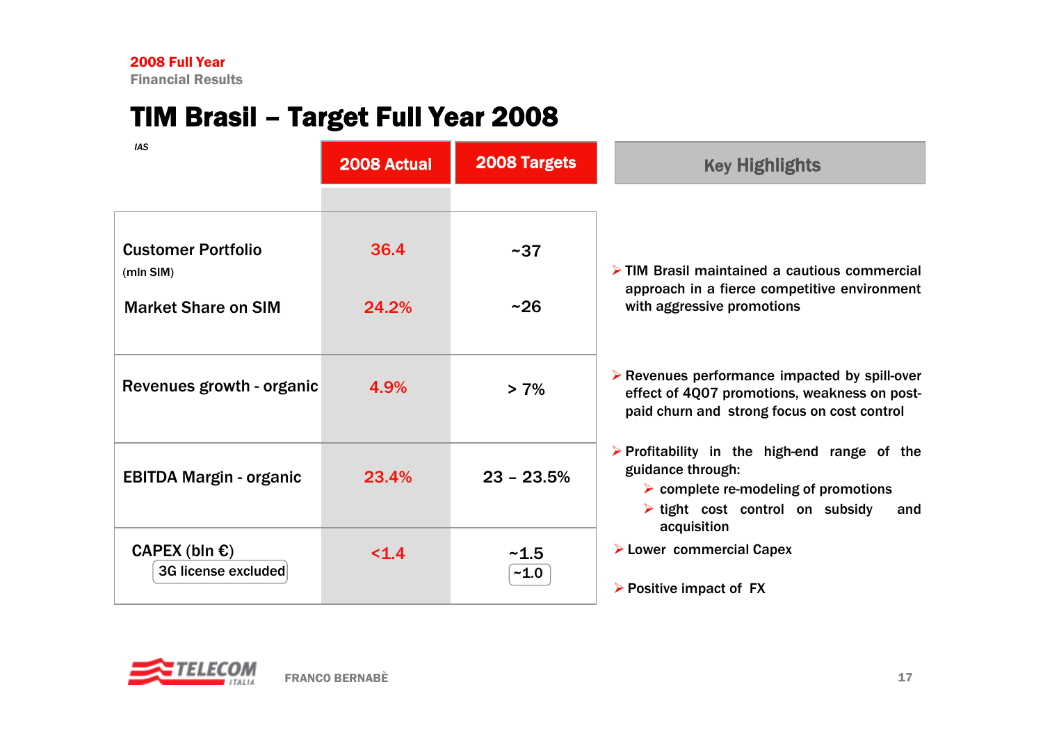2008 Full Year
Financial Results

# TIM Brasil – Target Full Year 2008

*IAS*

| | 2008 Actual | 2008 Targets |
|---|---|---|
| Customer Portfolio (mln SIM) | 36.4 | ~37 |
| Market Share on SIM | 24.2% | ~26 |
| Revenues growth - organic | 4.9% | > 7% |
| EBITDA Margin - organic | 23.4% | 23 – 23.5% |
| CAPEX (bln €) | <1.4 | ~1.5 |
| 3G license excluded | | ~1.0 |

## Key Highlights

- TIM Brasil maintained a cautious commercial approach in a fierce competitive environment with aggressive promotions
- Revenues performance impacted by spill-over effect of 4Q07 promotions, weakness on post-paid churn and strong focus on cost control
- Profitability in the high-end range of the guidance through:
  - complete re-modeling of promotions
  - tight cost control on subsidy and acquisition
- Lower commercial Capex
- Positive impact of FX

FRANCO BERNABÈ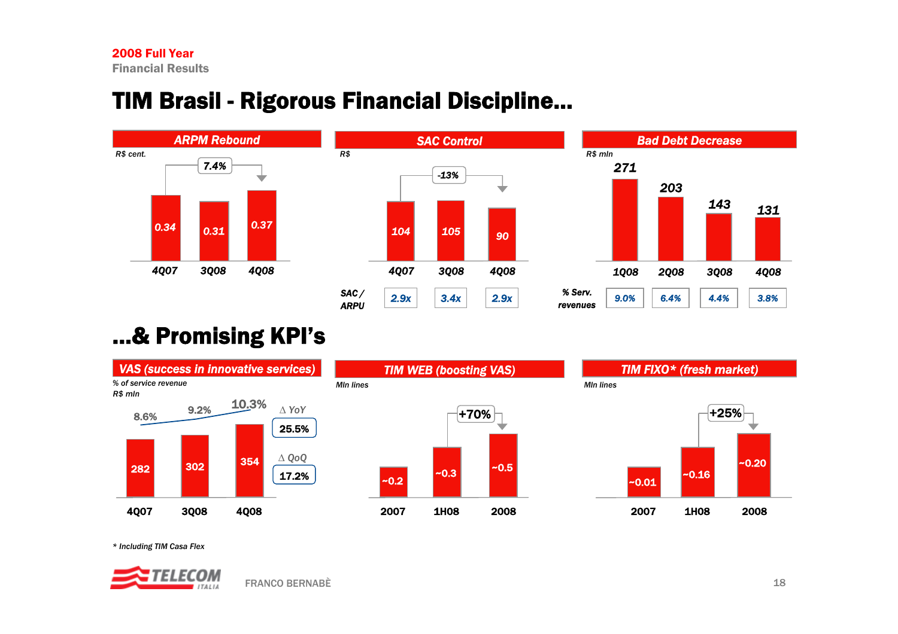2008 Full Year
Financial Results

# TIM Brasil - Rigorous Financial Discipline...

## ARPM Rebound

R$ cent.

| | 4Q07 | 3Q08 | 4Q08 |
|---|---|---|---|
| ARPM | 0.34 | 0.31 | 0.37 |

4Q07 → 4Q08: 7.4%

## SAC Control

R$

| | 4Q07 | 3Q08 | 4Q08 |
|---|---|---|---|
| SAC | 104 | 105 | 90 |
| SAC / ARPU | 2.9x | 3.4x | 2.9x |

4Q07 → 4Q08: -13%

## Bad Debt Decrease

R$ mln

| | 1Q08 | 2Q08 | 3Q08 | 4Q08 |
|---|---|---|---|---|
| Bad Debt | 271 | 203 | 143 | 131 |
| % Serv. revenues | 9.0% | 6.4% | 4.4% | 3.8% |

# ...& Promising KPI's

## VAS (success in innovative services)

% of service revenue
R$ mln

| | 4Q07 | 3Q08 | 4Q08 |
|---|---|---|---|
| R$ mln | 282 | 302 | 354 |
| % of service revenue | 8.6% | 9.2% | 10.3% |

Δ YoY: 25.5%
Δ QoQ: 17.2%

## TIM WEB (boosting VAS)

Mln lines

| | 2007 | 1H08 | 2008 |
|---|---|---|---|
| Mln lines | ~0.2 | ~0.3 | ~0.5 |

1H08 → 2008: +70%

## TIM FIXO* (fresh market)

Mln lines

| | 2007 | 1H08 | 2008 |
|---|---|---|---|
| Mln lines | ~0.01 | ~0.16 | ~0.20 |

1H08 → 2008: +25%

\* Including TIM Casa Flex

FRANCO BERNABÈ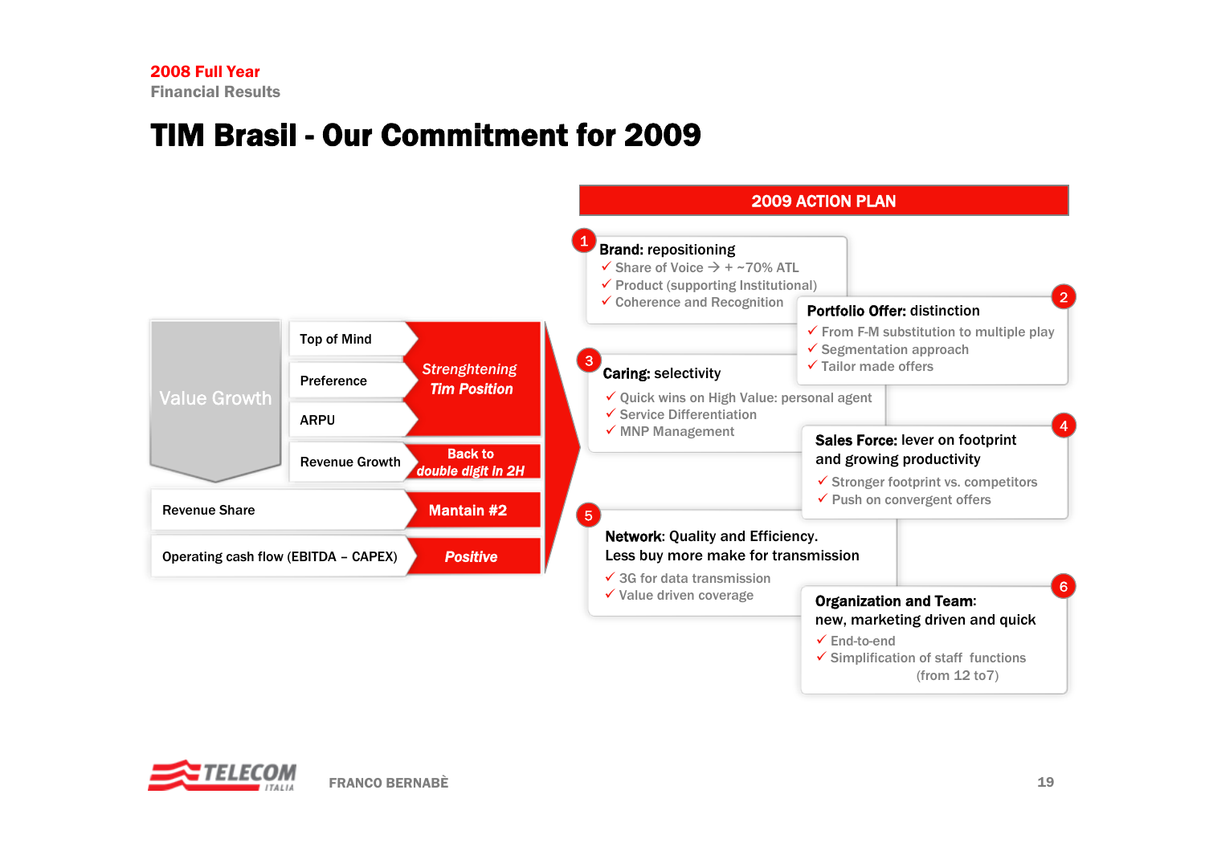2008 Full Year
Financial Results

# TIM Brasil - Our Commitment for 2009

| Value Growth | | |
|---|---|---|
| | Top of Mind | *Strenghtening Tim Position* |
| | Preference | |
| | ARPU | |
| | Revenue Growth | **Back to *double digit in 2H*** |
| Revenue Share | | **Mantain #2** |
| Operating cash flow (EBITDA – CAPEX) | | ***Positive*** |

## 2009 ACTION PLAN

**1. Brand:** repositioning
- ✓ Share of Voice → + ~70% ATL
- ✓ Product (supporting Institutional)
- ✓ Coherence and Recognition

**2. Portfolio Offer:** distinction
- ✓ From F-M substitution to multiple play
- ✓ Segmentation approach
- ✓ Tailor made offers

**3. Caring:** selectivity
- ✓ Quick wins on High Value: personal agent
- ✓ Service Differentiation
- ✓ MNP Management

**4. Sales Force:** lever on footprint and growing productivity
- ✓ Stronger footprint vs. competitors
- ✓ Push on convergent offers

**5. Network:** Quality and Efficiency.
Less buy more make for transmission
- ✓ 3G for data transmission
- ✓ Value driven coverage

**6. Organization and Team:**
new, marketing driven and quick
- ✓ End-to-end
- ✓ Simplification of staff functions (from 12 to7)

FRANCO BERNABÈ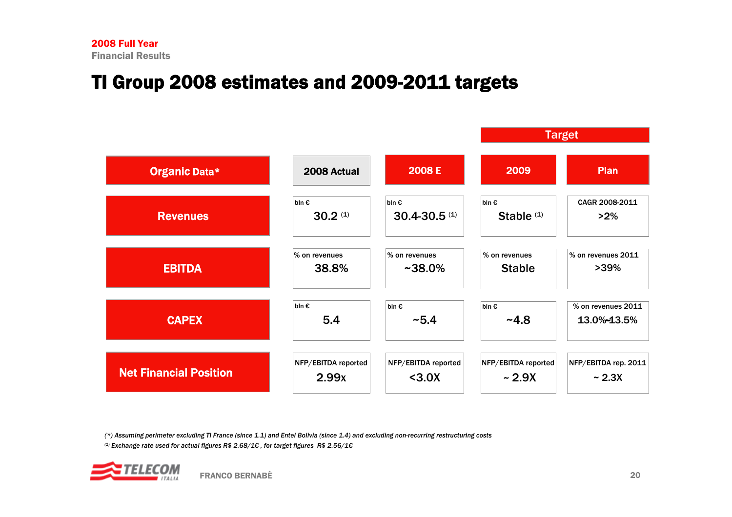**2008 Full Year**
**Financial Results**

# TI Group 2008 estimates and 2009-2011 targets

| Organic Data* | 2008 Actual | 2008 E | Target 2009 | Target Plan |
|---|---|---|---|---|
| Revenues | bln € 30.2 (1) | bln € 30.4-30.5 (1) | bln € Stable (1) | CAGR 2008-2011 >2% |
| EBITDA | % on revenues 38.8% | % on revenues ~38.0% | % on revenues Stable | % on revenues 2011 >39% |
| CAPEX | bln € 5.4 | bln € ~5.4 | bln € ~4.8 | % on revenues 2011 13.0%-13.5% |
| Net Financial Position | NFP/EBITDA reported 2.99x | NFP/EBITDA reported <3.0X | NFP/EBITDA reported ~ 2.9X | NFP/EBITDA rep. 2011 ~ 2.3X |

*(\*) Assuming perimeter excluding TI France (since 1.1) and Entel Bolivia (since 1.4) and excluding non-recurring restructuring costs*

*(1) Exchange rate used for actual figures R$ 2.68/1€ , for target figures R$ 2.56/1€*

FRANCO BERNABÈ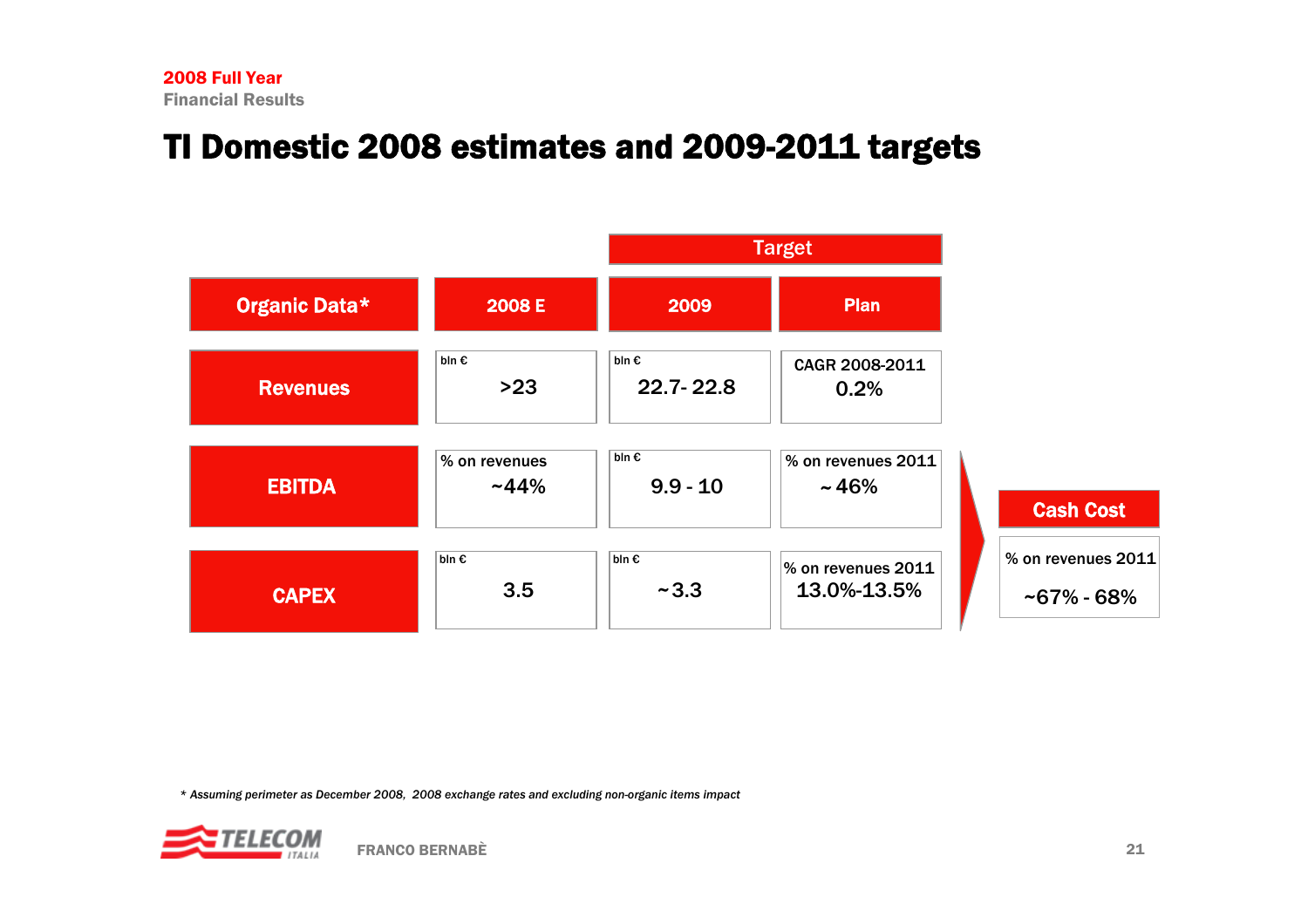2008 Full Year
Financial Results

# TI Domestic 2008 estimates and 2009-2011 targets

| Organic Data* | 2008 E | Target 2009 | Target Plan | Cash Cost |
|---|---|---|---|---|
| Revenues | bln € >23 | bln € 22.7- 22.8 | CAGR 2008-2011 0.2% | |
| EBITDA | % on revenues ~44% | bln € 9.9 - 10 | % on revenues 2011 ~ 46% | % on revenues 2011 ~67% - 68% |
| CAPEX | bln € 3.5 | bln € ~ 3.3 | % on revenues 2011 13.0%-13.5% | |

*\* Assuming perimeter as December 2008, 2008 exchange rates and excluding non-organic items impact*

FRANCO BERNABÈ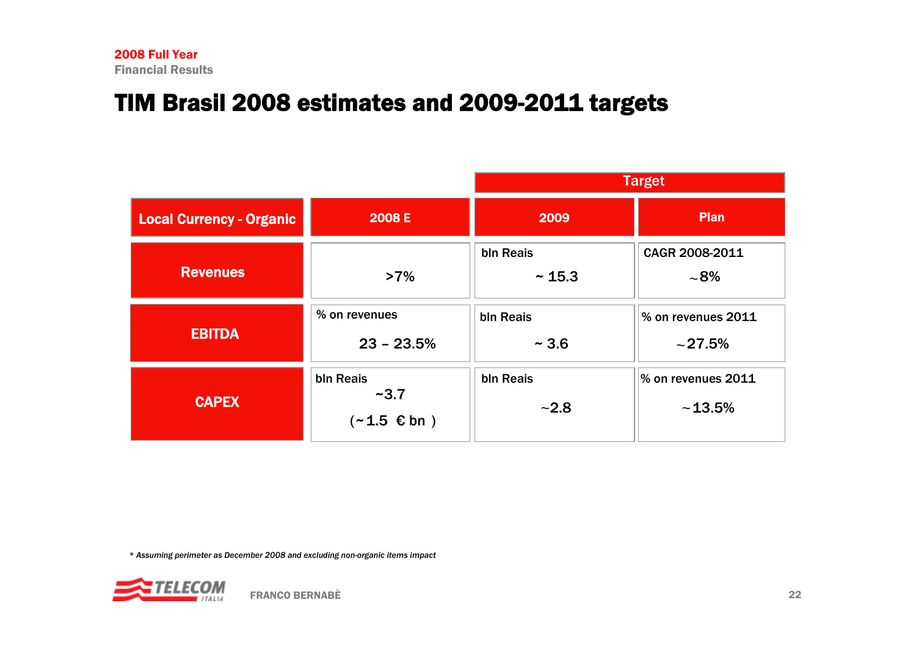2008 Full Year
Financial Results

# TIM Brasil 2008 estimates and 2009-2011 targets

| | | Target | |
|---|---|---|---|
| **Local Currency - Organic** | **2008 E** | **2009** | **Plan** |
| **Revenues** | >7% | bln Reais<br>~ 15.3 | CAGR 2008-2011<br>~8% |
| **EBITDA** | % on revenues<br>23 – 23.5% | bln Reais<br>~ 3.6 | % on revenues 2011<br>~27.5% |
| **CAPEX** | bln Reais<br>~3.7<br>(~1.5 € bn ) | bln Reais<br>~2.8 | % on revenues 2011<br>~13.5% |

*\* Assuming perimeter as December 2008 and excluding non-organic items impact*

FRANCO BERNABÈ